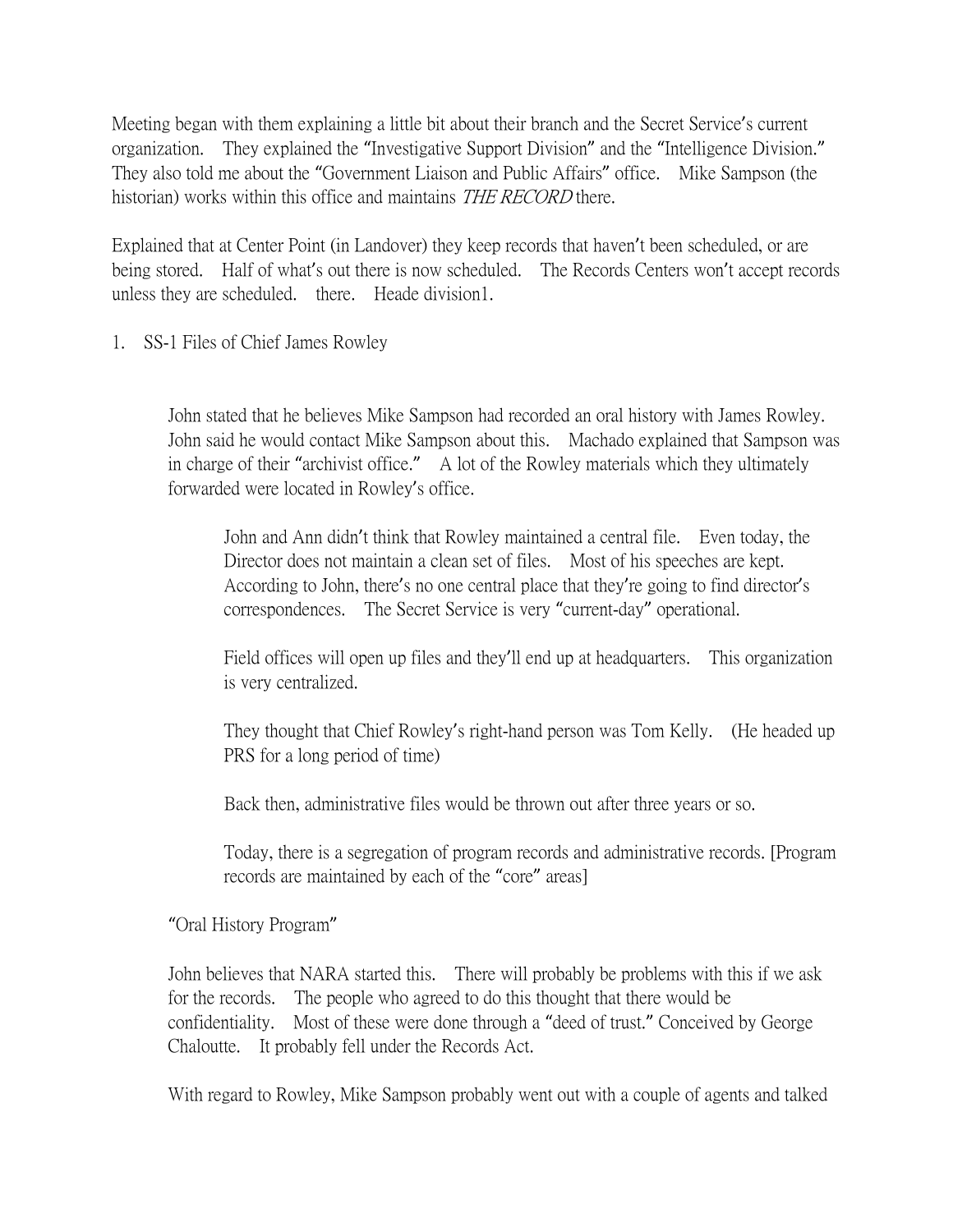Meeting began with them explaining a little bit about their branch and the Secret Service's current organization. They explained the "Investigative Support Division" and the "Intelligence Division." They also told me about the "Government Liaison and Public Affairs" office. Mike Sampson (the historian) works within this office and maintains *THE RECORD* there.

Explained that at Center Point (in Landover) they keep records that haven't been scheduled, or are being stored. Half of what's out there is now scheduled. The Records Centers won't accept records unless they are scheduled. there. Heade division1.

1. SS-1 Files of Chief James Rowley

   John stated that he believes Mike Sampson had recorded an oral history with James Rowley. John said he would contact Mike Sampson about this. Machado explained that Sampson was in charge of their "archivist office." A lot of the Rowley materials which they ultimately forwarded were located in Rowley's office.

   John and Ann didn't think that Rowley maintained a central file. Even today, the Director does not maintain a clean set of files. Most of his speeches are kept. According to John, there's no one central place that they're going to find director's correspondences. The Secret Service is very "current-day" operational.

   Field offices will open up files and they'll end up at headquarters. This organization is very centralized.

   They thought that Chief Rowley's right-hand person was Tom Kelly. (He headed up PRS for a long period of time)

   Back then, administrative files would be thrown out after three years or so.

   Today, there is a segregation of program records and administrative records. [Program records are maintained by each of the "core" areas]

   "Oral History Program"

   John believes that NARA started this. There will probably be problems with this if we ask for the records. The people who agreed to do this thought that there would be confidentiality. Most of these were done through a "deed of trust." Conceived by George Chaloutte. It probably fell under the Records Act.

   With regard to Rowley, Mike Sampson probably went out with a couple of agents and talked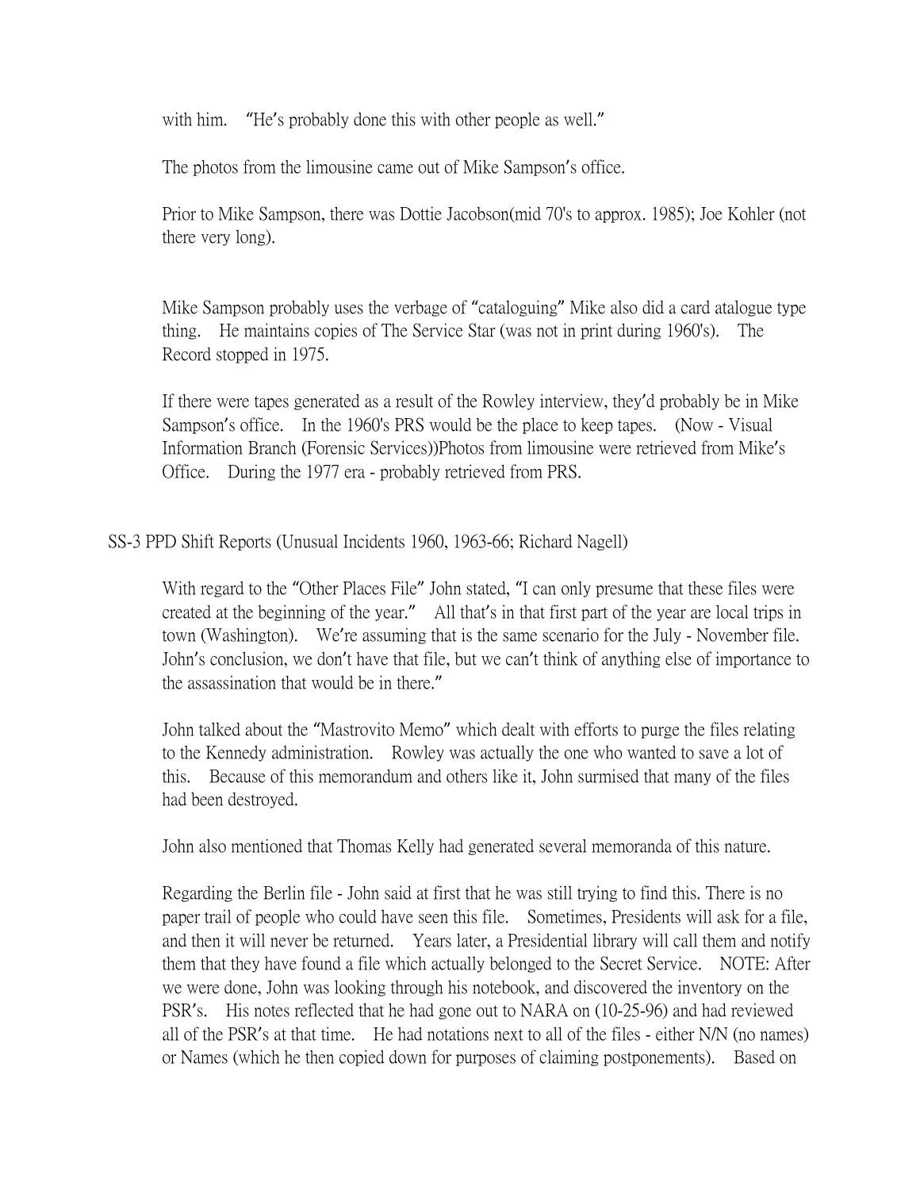with him. "He's probably done this with other people as well."

The photos from the limousine came out of Mike Sampson's office.

Prior to Mike Sampson, there was Dottie Jacobson(mid 70's to approx. 1985); Joe Kohler (not there very long).

Mike Sampson probably uses the verbage of "cataloguing" Mike also did a card atalogue type thing. He maintains copies of The Service Star (was not in print during 1960's). The Record stopped in 1975.

If there were tapes generated as a result of the Rowley interview, they'd probably be in Mike Sampson's office. In the 1960's PRS would be the place to keep tapes. (Now - Visual Information Branch (Forensic Services))Photos from limousine were retrieved from Mike's Office. During the 1977 era - probably retrieved from PRS.

SS-3 PPD Shift Reports (Unusual Incidents 1960, 1963-66; Richard Nagell)

With regard to the "Other Places File" John stated, "I can only presume that these files were created at the beginning of the year." All that's in that first part of the year are local trips in town (Washington). We're assuming that is the same scenario for the July - November file. John's conclusion, we don't have that file, but we can't think of anything else of importance to the assassination that would be in there."

John talked about the "Mastrovito Memo" which dealt with efforts to purge the files relating to the Kennedy administration. Rowley was actually the one who wanted to save a lot of this. Because of this memorandum and others like it, John surmised that many of the files had been destroyed.

John also mentioned that Thomas Kelly had generated several memoranda of this nature.

Regarding the Berlin file - John said at first that he was still trying to find this. There is no paper trail of people who could have seen this file. Sometimes, Presidents will ask for a file, and then it will never be returned. Years later, a Presidential library will call them and notify them that they have found a file which actually belonged to the Secret Service. NOTE: After we were done, John was looking through his notebook, and discovered the inventory on the PSR's. His notes reflected that he had gone out to NARA on (10-25-96) and had reviewed all of the PSR's at that time. He had notations next to all of the files - either N/N (no names) or Names (which he then copied down for purposes of claiming postponements). Based on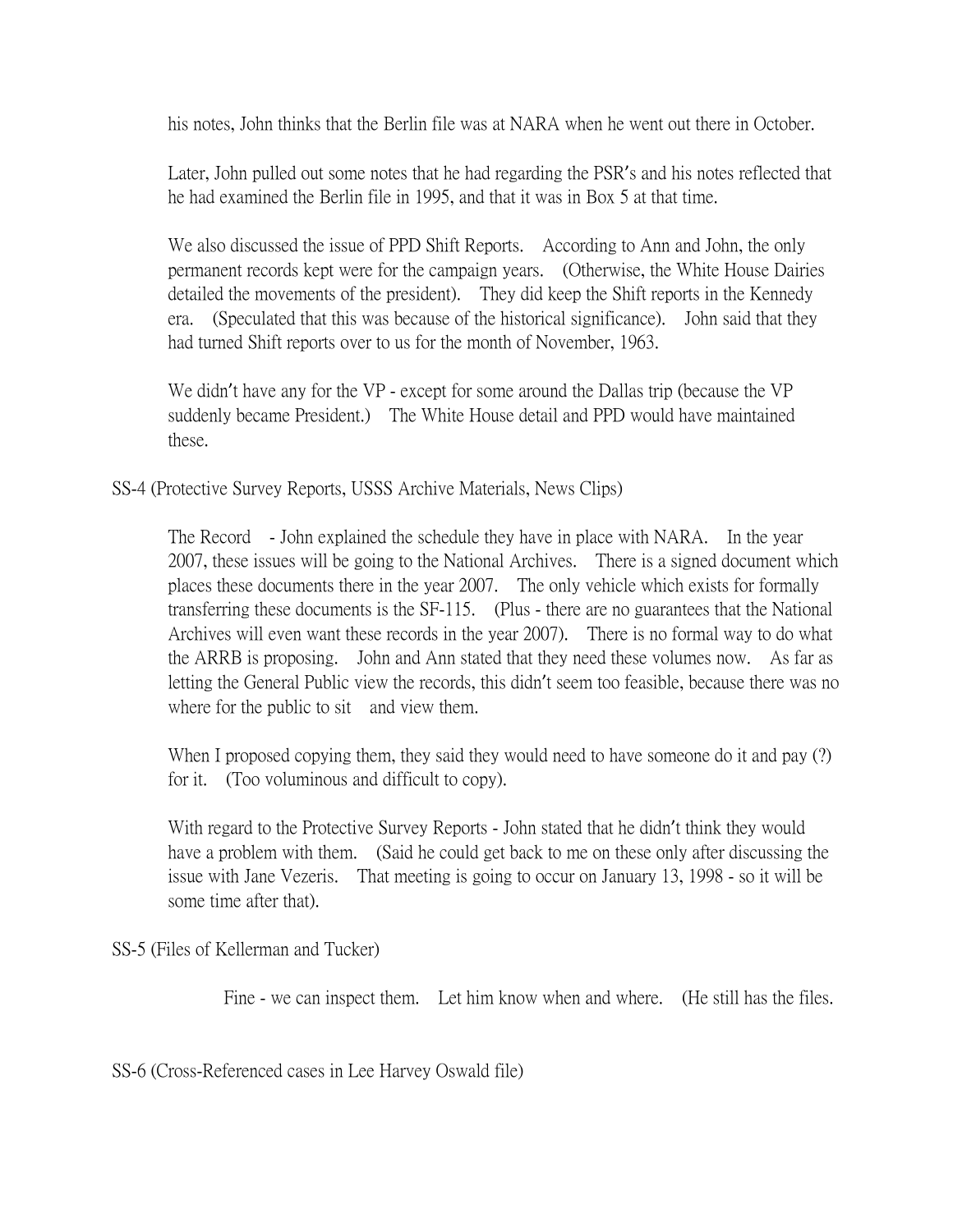his notes, John thinks that the Berlin file was at NARA when he went out there in October.

Later, John pulled out some notes that he had regarding the PSR's and his notes reflected that he had examined the Berlin file in 1995, and that it was in Box 5 at that time.

We also discussed the issue of PPD Shift Reports. According to Ann and John, the only permanent records kept were for the campaign years. (Otherwise, the White House Dairies detailed the movements of the president). They did keep the Shift reports in the Kennedy era. (Speculated that this was because of the historical significance). John said that they had turned Shift reports over to us for the month of November, 1963.

We didn't have any for the VP - except for some around the Dallas trip (because the VP suddenly became President.) The White House detail and PPD would have maintained these.

SS-4 (Protective Survey Reports, USSS Archive Materials, News Clips)

The Record - John explained the schedule they have in place with NARA. In the year 2007, these issues will be going to the National Archives. There is a signed document which places these documents there in the year 2007. The only vehicle which exists for formally transferring these documents is the SF-115. (Plus - there are no guarantees that the National Archives will even want these records in the year 2007). There is no formal way to do what the ARRB is proposing. John and Ann stated that they need these volumes now. As far as letting the General Public view the records, this didn't seem too feasible, because there was no where for the public to sit and view them.

When I proposed copying them, they said they would need to have someone do it and pay (?) for it. (Too voluminous and difficult to copy).

With regard to the Protective Survey Reports - John stated that he didn't think they would have a problem with them. (Said he could get back to me on these only after discussing the issue with Jane Vezeris. That meeting is going to occur on January 13, 1998 - so it will be some time after that).

SS-5 (Files of Kellerman and Tucker)

Fine - we can inspect them. Let him know when and where. (He still has the files.

SS-6 (Cross-Referenced cases in Lee Harvey Oswald file)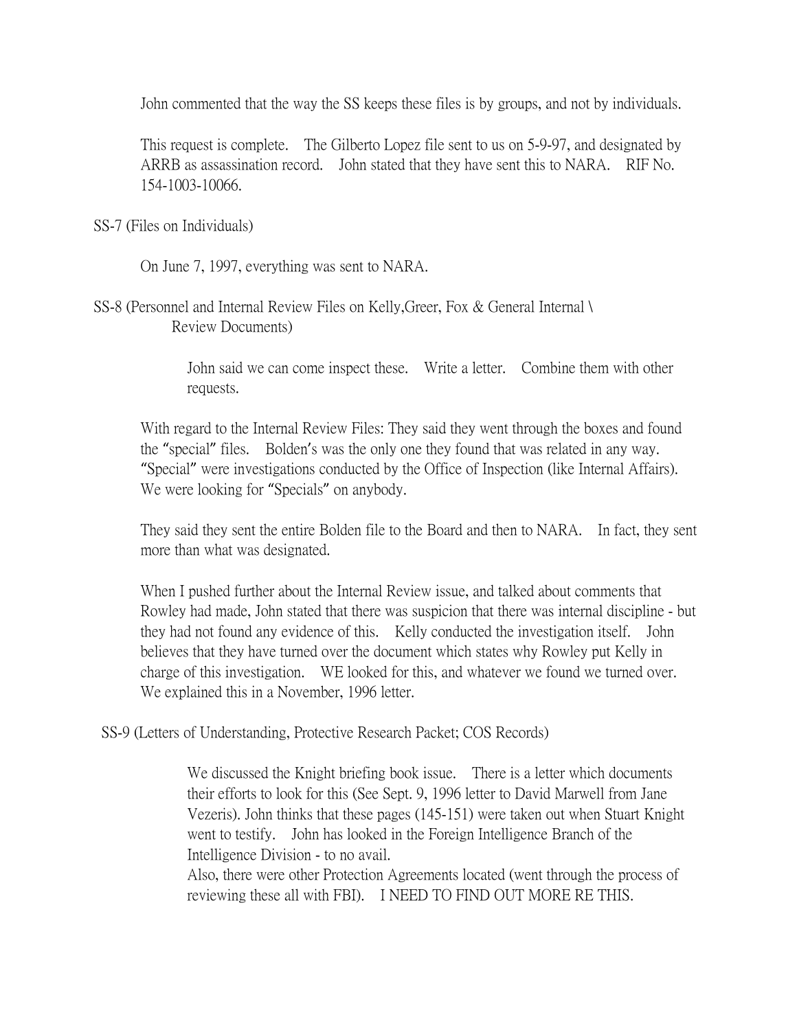John commented that the way the SS keeps these files is by groups, and not by individuals.

This request is complete. The Gilberto Lopez file sent to us on 5-9-97, and designated by ARRB as assassination record. John stated that they have sent this to NARA. RIF No. 154-1003-10066.

SS-7 (Files on Individuals)

On June 7, 1997, everything was sent to NARA.

SS-8 (Personnel and Internal Review Files on Kelly,Greer, Fox & General Internal \ Review Documents)

John said we can come inspect these. Write a letter. Combine them with other requests.

With regard to the Internal Review Files: They said they went through the boxes and found the "special" files. Bolden's was the only one they found that was related in any way. "Special" were investigations conducted by the Office of Inspection (like Internal Affairs). We were looking for "Specials" on anybody.

They said they sent the entire Bolden file to the Board and then to NARA. In fact, they sent more than what was designated.

When I pushed further about the Internal Review issue, and talked about comments that Rowley had made, John stated that there was suspicion that there was internal discipline - but they had not found any evidence of this. Kelly conducted the investigation itself. John believes that they have turned over the document which states why Rowley put Kelly in charge of this investigation. WE looked for this, and whatever we found we turned over. We explained this in a November, 1996 letter.

SS-9 (Letters of Understanding, Protective Research Packet; COS Records)

We discussed the Knight briefing book issue. There is a letter which documents their efforts to look for this (See Sept. 9, 1996 letter to David Marwell from Jane Vezeris). John thinks that these pages (145-151) were taken out when Stuart Knight went to testify. John has looked in the Foreign Intelligence Branch of the Intelligence Division - to no avail.
Also, there were other Protection Agreements located (went through the process of reviewing these all with FBI). I NEED TO FIND OUT MORE RE THIS.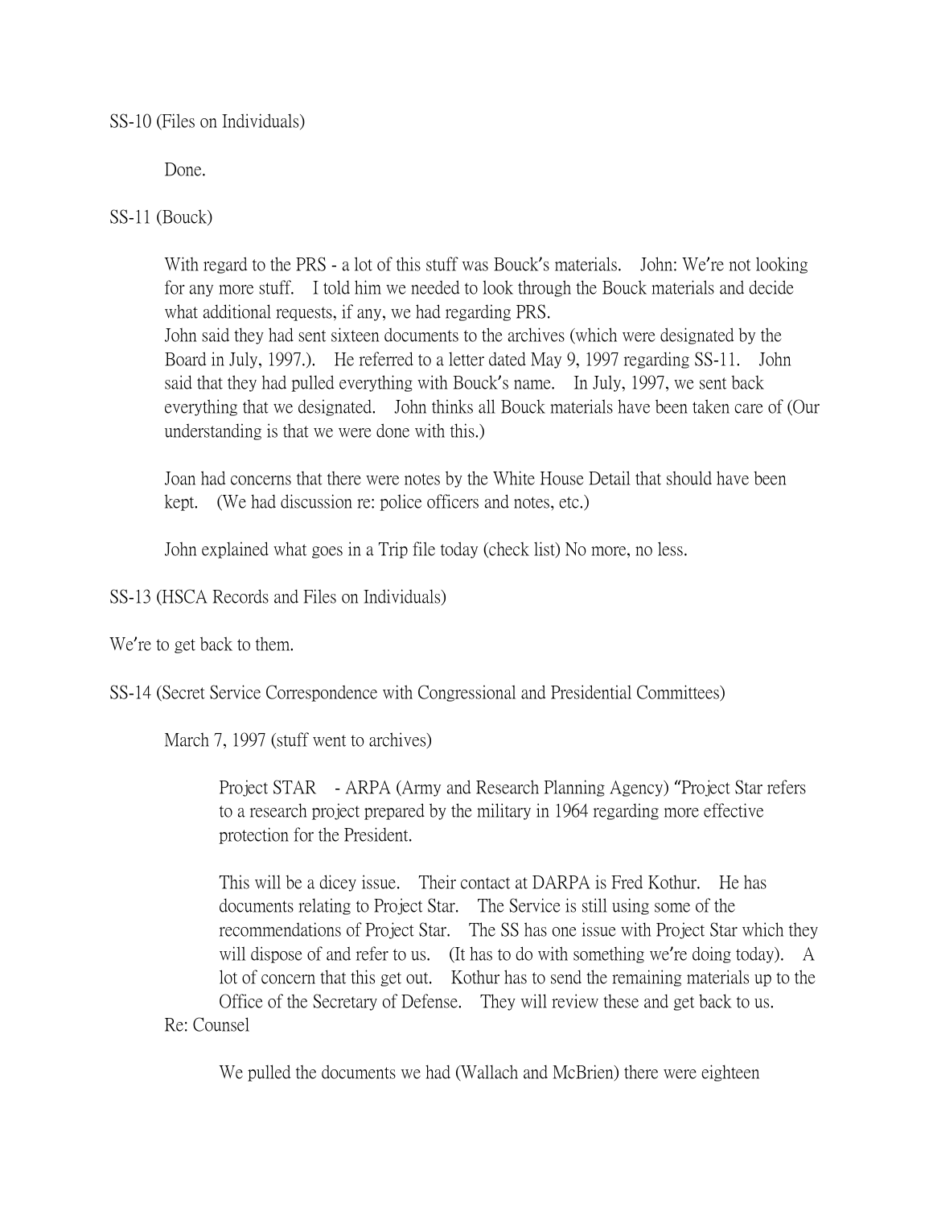SS-10 (Files on Individuals)

Done.

SS-11 (Bouck)

With regard to the PRS - a lot of this stuff was Bouck's materials. John: We're not looking for any more stuff. I told him we needed to look through the Bouck materials and decide what additional requests, if any, we had regarding PRS.
John said they had sent sixteen documents to the archives (which were designated by the Board in July, 1997.). He referred to a letter dated May 9, 1997 regarding SS-11. John said that they had pulled everything with Bouck's name. In July, 1997, we sent back everything that we designated. John thinks all Bouck materials have been taken care of (Our understanding is that we were done with this.)

Joan had concerns that there were notes by the White House Detail that should have been kept. (We had discussion re: police officers and notes, etc.)

John explained what goes in a Trip file today (check list) No more, no less.

SS-13 (HSCA Records and Files on Individuals)

We're to get back to them.

SS-14 (Secret Service Correspondence with Congressional and Presidential Committees)

March 7, 1997 (stuff went to archives)

Project STAR - ARPA (Army and Research Planning Agency) "Project Star refers to a research project prepared by the military in 1964 regarding more effective protection for the President.

This will be a dicey issue. Their contact at DARPA is Fred Kothur. He has documents relating to Project Star. The Service is still using some of the recommendations of Project Star. The SS has one issue with Project Star which they will dispose of and refer to us. (It has to do with something we're doing today). A lot of concern that this get out. Kothur has to send the remaining materials up to the Office of the Secretary of Defense. They will review these and get back to us.

Re: Counsel

We pulled the documents we had (Wallach and McBrien) there were eighteen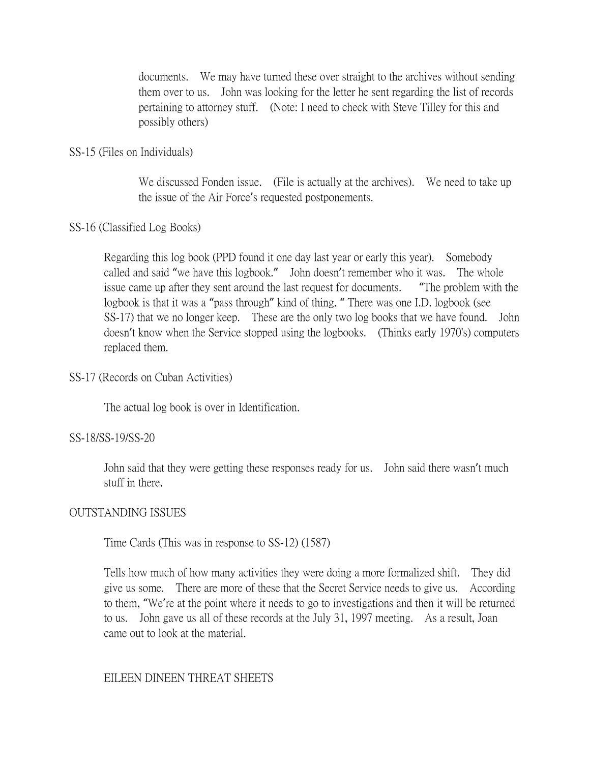documents. We may have turned these over straight to the archives without sending them over to us. John was looking for the letter he sent regarding the list of records pertaining to attorney stuff. (Note: I need to check with Steve Tilley for this and possibly others)

SS-15 (Files on Individuals)

We discussed Fonden issue. (File is actually at the archives). We need to take up the issue of the Air Force's requested postponements.

SS-16 (Classified Log Books)

Regarding this log book (PPD found it one day last year or early this year). Somebody called and said "we have this logbook." John doesn't remember who it was. The whole issue came up after they sent around the last request for documents. "The problem with the logbook is that it was a "pass through" kind of thing. " There was one I.D. logbook (see SS-17) that we no longer keep. These are the only two log books that we have found. John doesn't know when the Service stopped using the logbooks. (Thinks early 1970's) computers replaced them.

SS-17 (Records on Cuban Activities)

The actual log book is over in Identification.

SS-18/SS-19/SS-20

John said that they were getting these responses ready for us. John said there wasn't much stuff in there.

OUTSTANDING ISSUES

Time Cards (This was in response to SS-12) (1587)

Tells how much of how many activities they were doing a more formalized shift. They did give us some. There are more of these that the Secret Service needs to give us. According to them, "We're at the point where it needs to go to investigations and then it will be returned to us. John gave us all of these records at the July 31, 1997 meeting. As a result, Joan came out to look at the material.

EILEEN DINEEN THREAT SHEETS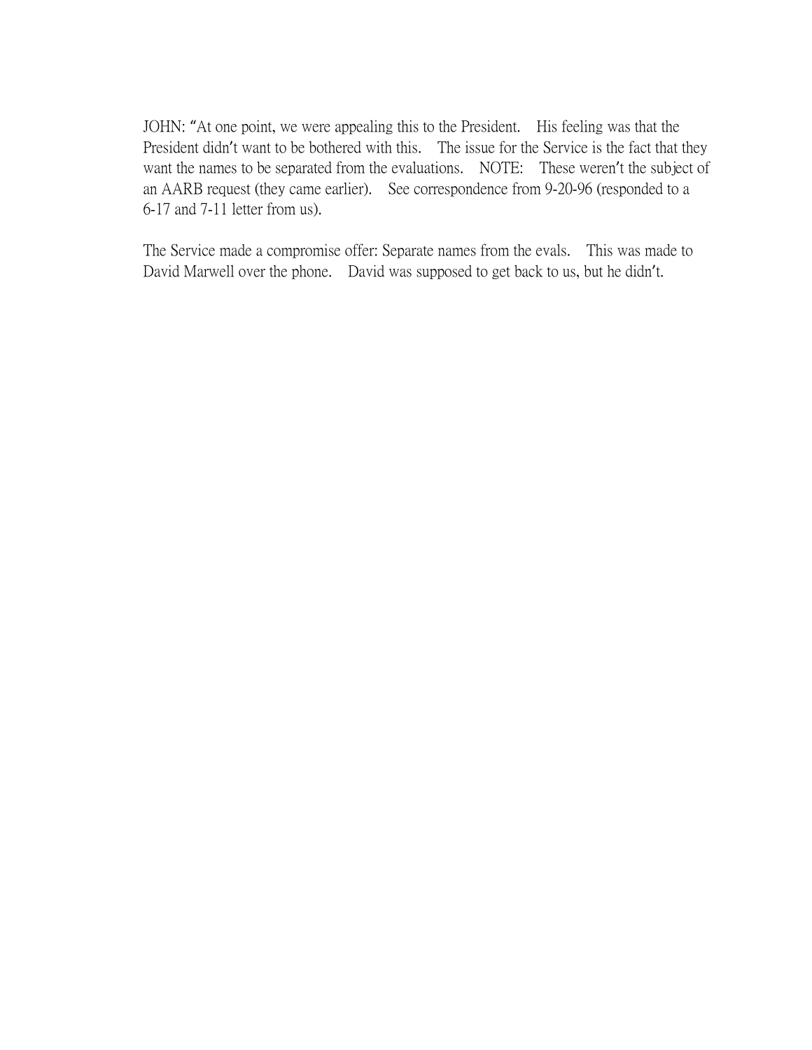JOHN: "At one point, we were appealing this to the President. His feeling was that the President didn't want to be bothered with this. The issue for the Service is the fact that they want the names to be separated from the evaluations. NOTE: These weren't the subject of an AARB request (they came earlier). See correspondence from 9-20-96 (responded to a 6-17 and 7-11 letter from us).

The Service made a compromise offer: Separate names from the evals. This was made to David Marwell over the phone. David was supposed to get back to us, but he didn't.